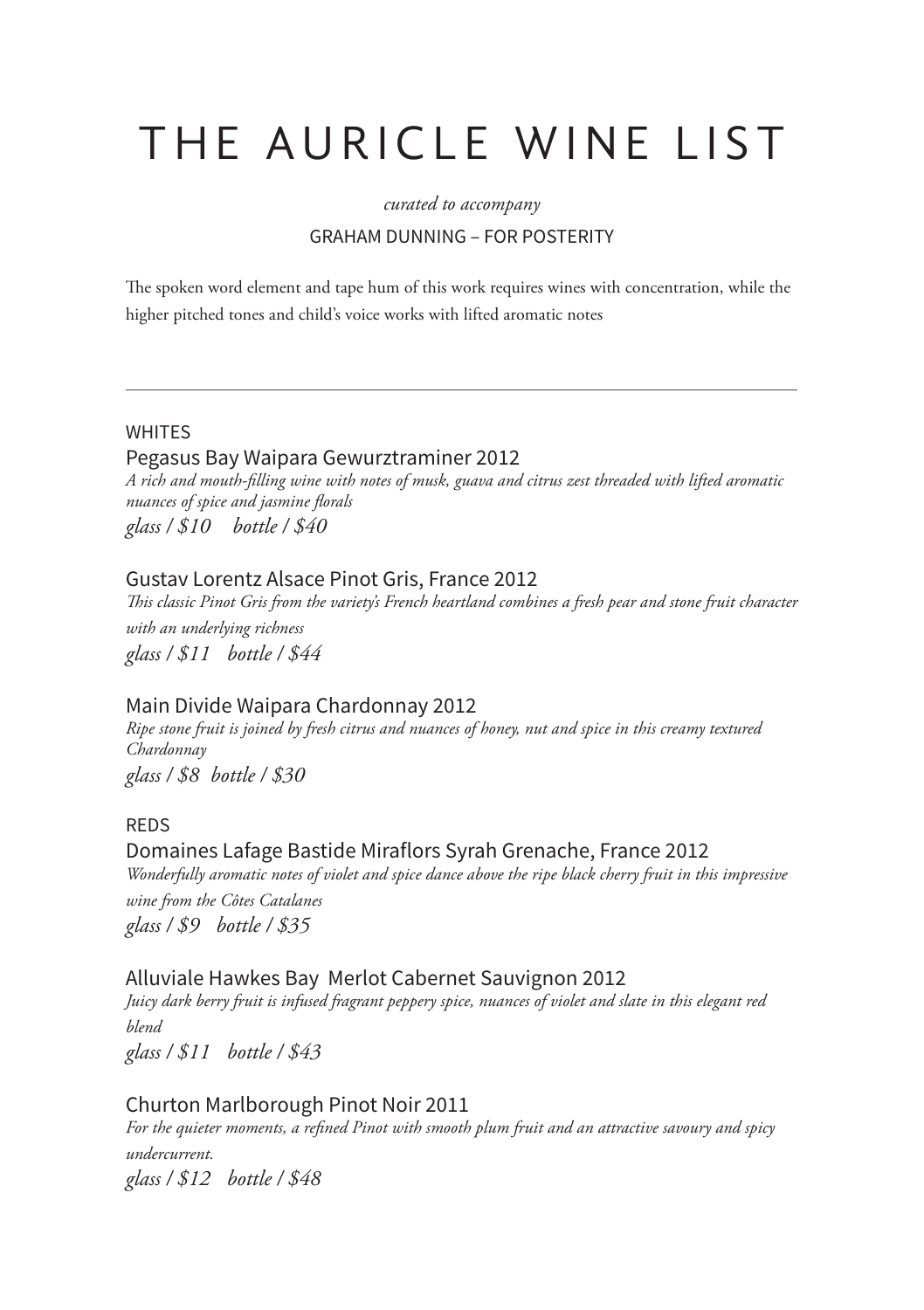# THE AURICLE WINE LIST

*curated to accompany*

GRAHAM DUNNING – FOR POSTERITY

The spoken word element and tape hum of this work requires wines with concentration, while the higher pitched tones and child's voice works with lifted aromatic notes

---

## WHITES

### Pegasus Bay Waipara Gewurztraminer 2012

*A rich and mouth-filling wine with notes of musk, guava and citrus zest threaded with lifted aromatic nuances of spice and jasmine florals*

*glass / $10    bottle / $40*

### Gustav Lorentz Alsace Pinot Gris, France 2012

*This classic Pinot Gris from the variety's French heartland combines a fresh pear and stone fruit character with an underlying richness*

*glass / $11    bottle / $44*

### Main Divide Waipara Chardonnay 2012

*Ripe stone fruit is joined by fresh citrus and nuances of honey, nut and spice in this creamy textured Chardonnay*

*glass / $8  bottle / $30*

## REDS

### Domaines Lafage Bastide Miraflors Syrah Grenache, France 2012

*Wonderfully aromatic notes of violet and spice dance above the ripe black cherry fruit in this impressive wine from the Côtes Catalanes*

*glass / $9    bottle / $35*

### Alluviale Hawkes Bay  Merlot Cabernet Sauvignon 2012

*Juicy dark berry fruit is infused fragrant peppery spice, nuances of violet and slate in this elegant red blend*

*glass / $11    bottle / $43*

### Churton Marlborough Pinot Noir 2011

*For the quieter moments, a refined Pinot with smooth plum fruit and an attractive savoury and spicy undercurrent.*

*glass / $12    bottle / $48*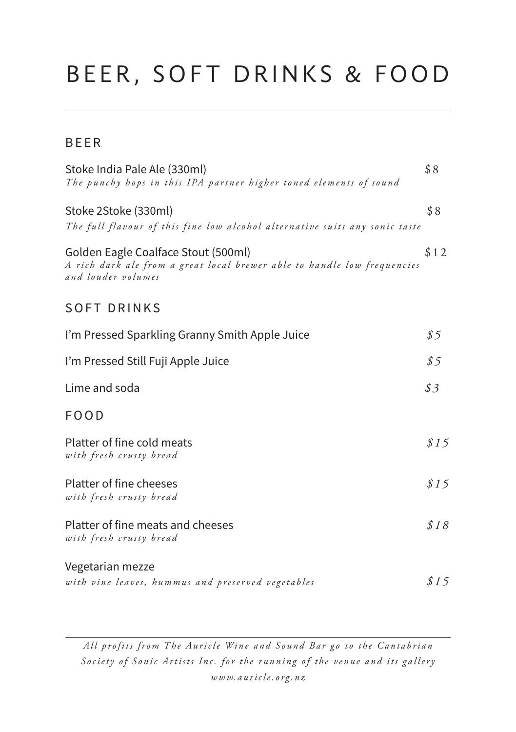# BEER, SOFT DRINKS & FOOD

---

## BEER

Stoke India Pale Ale (330ml) $8
*The punchy hops in this IPA partner higher toned elements of sound*

Stoke 2Stoke (330ml) $8
*The full flavour of this fine low alcohol alternative suits any sonic taste*

Golden Eagle Coalface Stout (500ml) $12
*A rich dark ale from a great local brewer able to handle low frequencies and louder volumes*

## SOFT DRINKS

I'm Pressed Sparkling Granny Smith Apple Juice *$5*

I'm Pressed Still Fuji Apple Juice *$5*

Lime and soda *$3*

## FOOD

Platter of fine cold meats *$15*
*with fresh crusty bread*

Platter of fine cheeses *$15*
*with fresh crusty bread*

Platter of fine meats and cheeses *$18*
*with fresh crusty bread*

Vegetarian mezze
*with vine leaves, hummus and preserved vegetables* *$15*

---

*All profits from The Auricle Wine and Sound Bar go to the Cantabrian Society of Sonic Artists Inc. for the running of the venue and its gallery*

*www.auricle.org.nz*